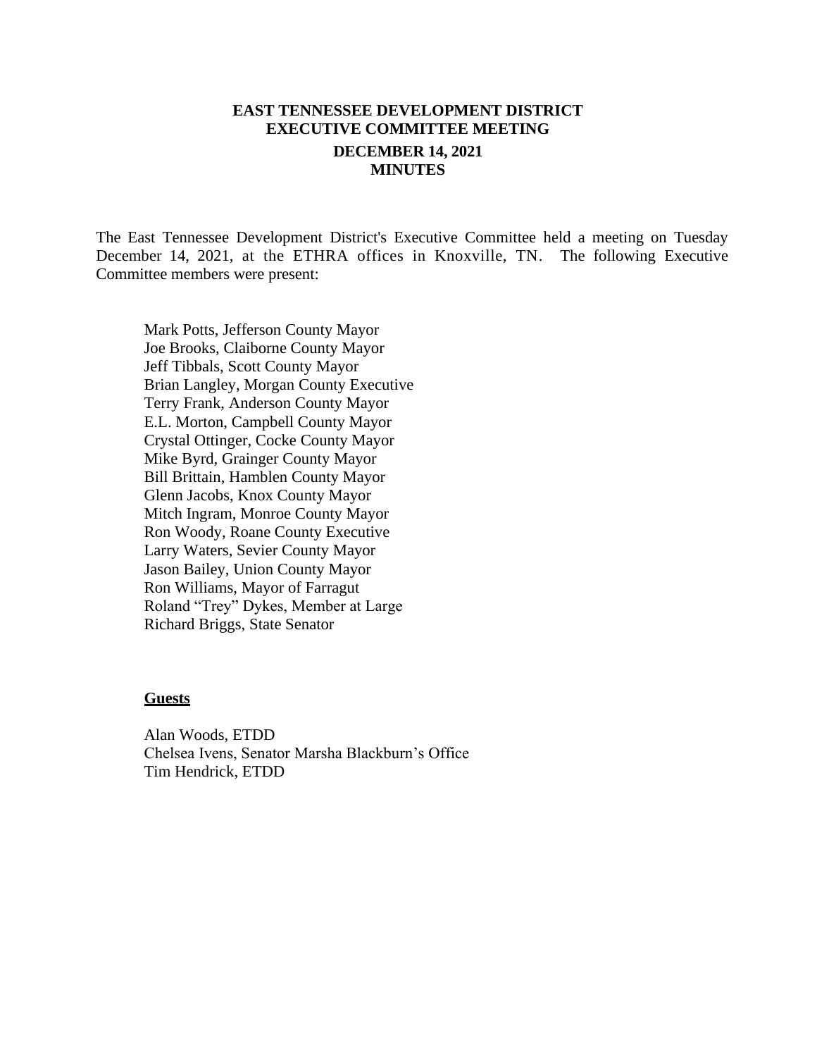# EAST TENNESSEE DEVELOPMENT DISTRICT
# EXECUTIVE COMMITTEE MEETING
## DECEMBER 14, 2021
## MINUTES

The East Tennessee Development District's Executive Committee held a meeting on Tuesday December 14, 2021, at the ETHRA offices in Knoxville, TN. The following Executive Committee members were present:

Mark Potts, Jefferson County Mayor
Joe Brooks, Claiborne County Mayor
Jeff Tibbals, Scott County Mayor
Brian Langley, Morgan County Executive
Terry Frank, Anderson County Mayor
E.L. Morton, Campbell County Mayor
Crystal Ottinger, Cocke County Mayor
Mike Byrd, Grainger County Mayor
Bill Brittain, Hamblen County Mayor
Glenn Jacobs, Knox County Mayor
Mitch Ingram, Monroe County Mayor
Ron Woody, Roane County Executive
Larry Waters, Sevier County Mayor
Jason Bailey, Union County Mayor
Ron Williams, Mayor of Farragut
Roland "Trey" Dykes, Member at Large
Richard Briggs, State Senator

**Guests**

Alan Woods, ETDD
Chelsea Ivens, Senator Marsha Blackburn's Office
Tim Hendrick, ETDD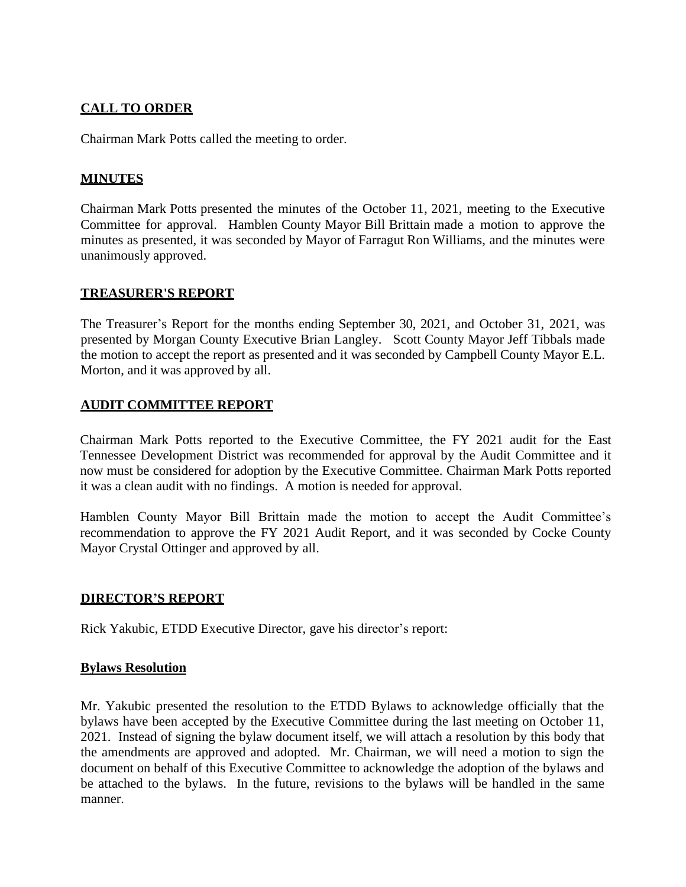## CALL TO ORDER

Chairman Mark Potts called the meeting to order.

## MINUTES

Chairman Mark Potts presented the minutes of the October 11, 2021, meeting to the Executive Committee for approval. Hamblen County Mayor Bill Brittain made a motion to approve the minutes as presented, it was seconded by Mayor of Farragut Ron Williams, and the minutes were unanimously approved.

## TREASURER'S REPORT

The Treasurer's Report for the months ending September 30, 2021, and October 31, 2021, was presented by Morgan County Executive Brian Langley. Scott County Mayor Jeff Tibbals made the motion to accept the report as presented and it was seconded by Campbell County Mayor E.L. Morton, and it was approved by all.

## AUDIT COMMITTEE REPORT

Chairman Mark Potts reported to the Executive Committee, the FY 2021 audit for the East Tennessee Development District was recommended for approval by the Audit Committee and it now must be considered for adoption by the Executive Committee. Chairman Mark Potts reported it was a clean audit with no findings. A motion is needed for approval.

Hamblen County Mayor Bill Brittain made the motion to accept the Audit Committee's recommendation to approve the FY 2021 Audit Report, and it was seconded by Cocke County Mayor Crystal Ottinger and approved by all.

## DIRECTOR'S REPORT

Rick Yakubic, ETDD Executive Director, gave his director's report:

### Bylaws Resolution

Mr. Yakubic presented the resolution to the ETDD Bylaws to acknowledge officially that the bylaws have been accepted by the Executive Committee during the last meeting on October 11, 2021. Instead of signing the bylaw document itself, we will attach a resolution by this body that the amendments are approved and adopted. Mr. Chairman, we will need a motion to sign the document on behalf of this Executive Committee to acknowledge the adoption of the bylaws and be attached to the bylaws. In the future, revisions to the bylaws will be handled in the same manner.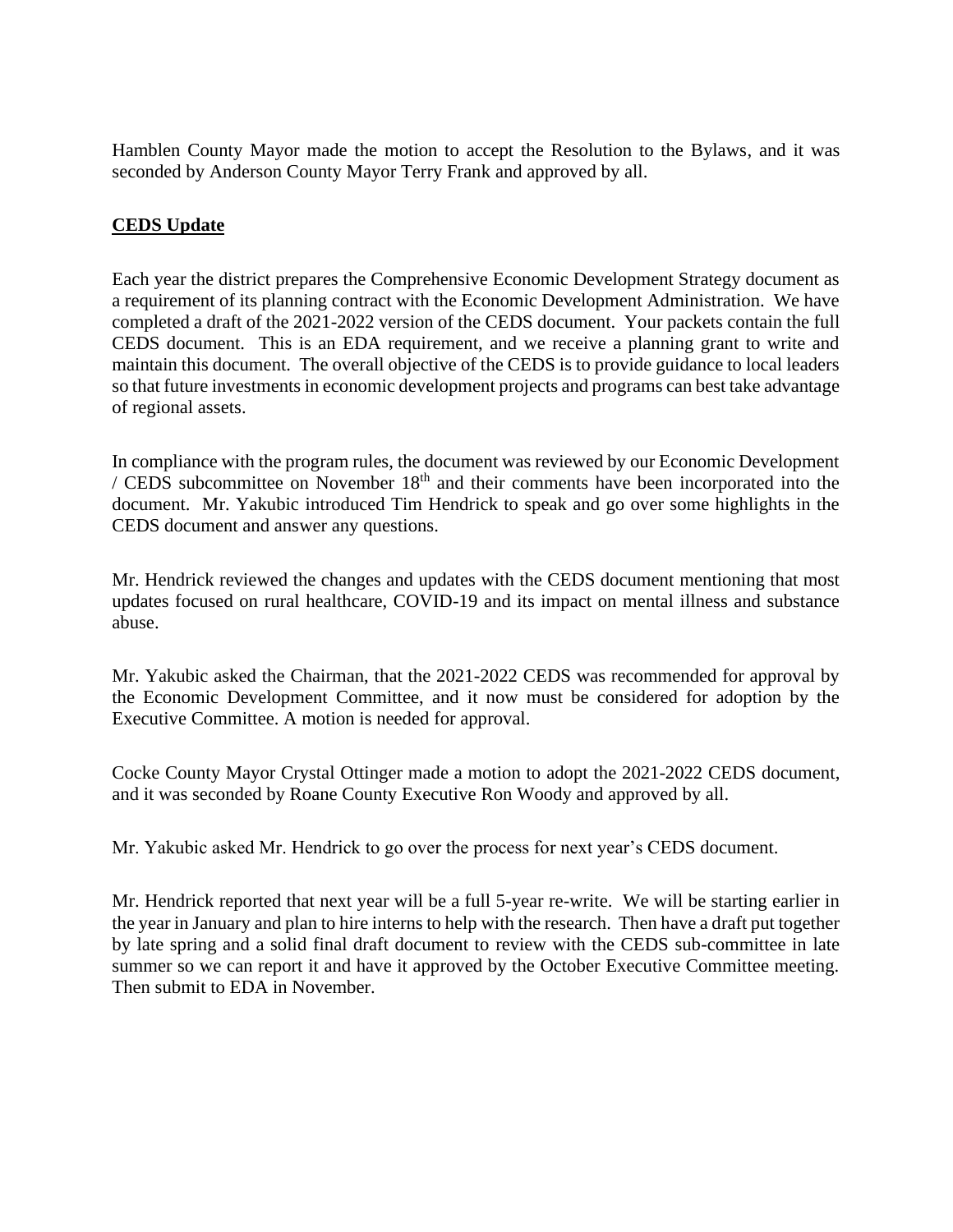Hamblen County Mayor made the motion to accept the Resolution to the Bylaws, and it was seconded by Anderson County Mayor Terry Frank and approved by all.

**CEDS Update**

Each year the district prepares the Comprehensive Economic Development Strategy document as a requirement of its planning contract with the Economic Development Administration. We have completed a draft of the 2021-2022 version of the CEDS document. Your packets contain the full CEDS document. This is an EDA requirement, and we receive a planning grant to write and maintain this document. The overall objective of the CEDS is to provide guidance to local leaders so that future investments in economic development projects and programs can best take advantage of regional assets.

In compliance with the program rules, the document was reviewed by our Economic Development / CEDS subcommittee on November 18th and their comments have been incorporated into the document. Mr. Yakubic introduced Tim Hendrick to speak and go over some highlights in the CEDS document and answer any questions.

Mr. Hendrick reviewed the changes and updates with the CEDS document mentioning that most updates focused on rural healthcare, COVID-19 and its impact on mental illness and substance abuse.

Mr. Yakubic asked the Chairman, that the 2021-2022 CEDS was recommended for approval by the Economic Development Committee, and it now must be considered for adoption by the Executive Committee. A motion is needed for approval.

Cocke County Mayor Crystal Ottinger made a motion to adopt the 2021-2022 CEDS document, and it was seconded by Roane County Executive Ron Woody and approved by all.

Mr. Yakubic asked Mr. Hendrick to go over the process for next year's CEDS document.

Mr. Hendrick reported that next year will be a full 5-year re-write. We will be starting earlier in the year in January and plan to hire interns to help with the research. Then have a draft put together by late spring and a solid final draft document to review with the CEDS sub-committee in late summer so we can report it and have it approved by the October Executive Committee meeting. Then submit to EDA in November.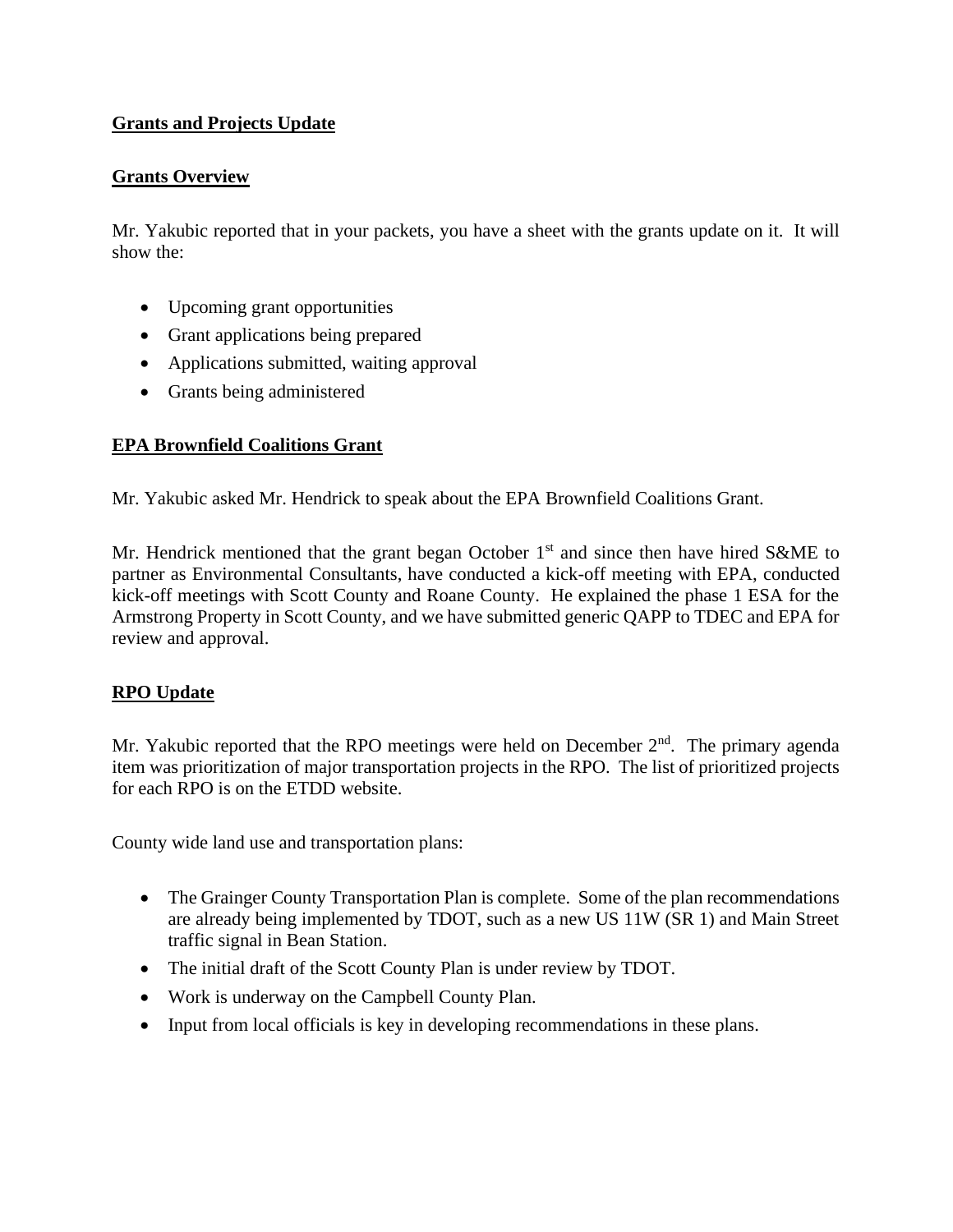**Grants and Projects Update**

**Grants Overview**

Mr. Yakubic reported that in your packets, you have a sheet with the grants update on it. It will show the:

- Upcoming grant opportunities
- Grant applications being prepared
- Applications submitted, waiting approval
- Grants being administered

**EPA Brownfield Coalitions Grant**

Mr. Yakubic asked Mr. Hendrick to speak about the EPA Brownfield Coalitions Grant.

Mr. Hendrick mentioned that the grant began October 1st and since then have hired S&ME to partner as Environmental Consultants, have conducted a kick-off meeting with EPA, conducted kick-off meetings with Scott County and Roane County. He explained the phase 1 ESA for the Armstrong Property in Scott County, and we have submitted generic QAPP to TDEC and EPA for review and approval.

**RPO Update**

Mr. Yakubic reported that the RPO meetings were held on December 2nd. The primary agenda item was prioritization of major transportation projects in the RPO. The list of prioritized projects for each RPO is on the ETDD website.

County wide land use and transportation plans:

- The Grainger County Transportation Plan is complete. Some of the plan recommendations are already being implemented by TDOT, such as a new US 11W (SR 1) and Main Street traffic signal in Bean Station.
- The initial draft of the Scott County Plan is under review by TDOT.
- Work is underway on the Campbell County Plan.
- Input from local officials is key in developing recommendations in these plans.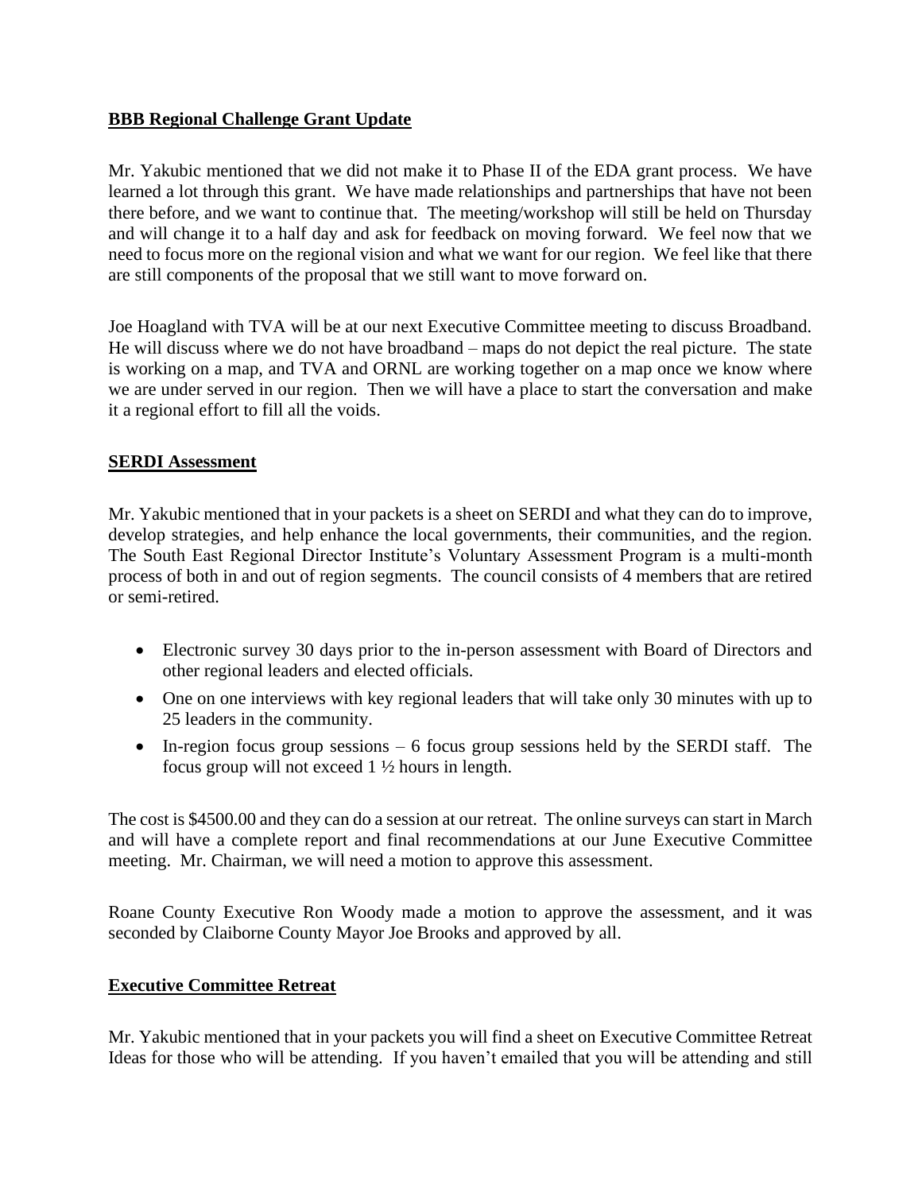**BBB Regional Challenge Grant Update**

Mr. Yakubic mentioned that we did not make it to Phase II of the EDA grant process. We have learned a lot through this grant. We have made relationships and partnerships that have not been there before, and we want to continue that. The meeting/workshop will still be held on Thursday and will change it to a half day and ask for feedback on moving forward. We feel now that we need to focus more on the regional vision and what we want for our region. We feel like that there are still components of the proposal that we still want to move forward on.

Joe Hoagland with TVA will be at our next Executive Committee meeting to discuss Broadband. He will discuss where we do not have broadband – maps do not depict the real picture. The state is working on a map, and TVA and ORNL are working together on a map once we know where we are under served in our region. Then we will have a place to start the conversation and make it a regional effort to fill all the voids.

**SERDI Assessment**

Mr. Yakubic mentioned that in your packets is a sheet on SERDI and what they can do to improve, develop strategies, and help enhance the local governments, their communities, and the region. The South East Regional Director Institute's Voluntary Assessment Program is a multi-month process of both in and out of region segments. The council consists of 4 members that are retired or semi-retired.

- Electronic survey 30 days prior to the in-person assessment with Board of Directors and other regional leaders and elected officials.
- One on one interviews with key regional leaders that will take only 30 minutes with up to 25 leaders in the community.
- In-region focus group sessions – 6 focus group sessions held by the SERDI staff. The focus group will not exceed 1 ½ hours in length.

The cost is $4500.00 and they can do a session at our retreat. The online surveys can start in March and will have a complete report and final recommendations at our June Executive Committee meeting. Mr. Chairman, we will need a motion to approve this assessment.

Roane County Executive Ron Woody made a motion to approve the assessment, and it was seconded by Claiborne County Mayor Joe Brooks and approved by all.

**Executive Committee Retreat**

Mr. Yakubic mentioned that in your packets you will find a sheet on Executive Committee Retreat Ideas for those who will be attending. If you haven't emailed that you will be attending and still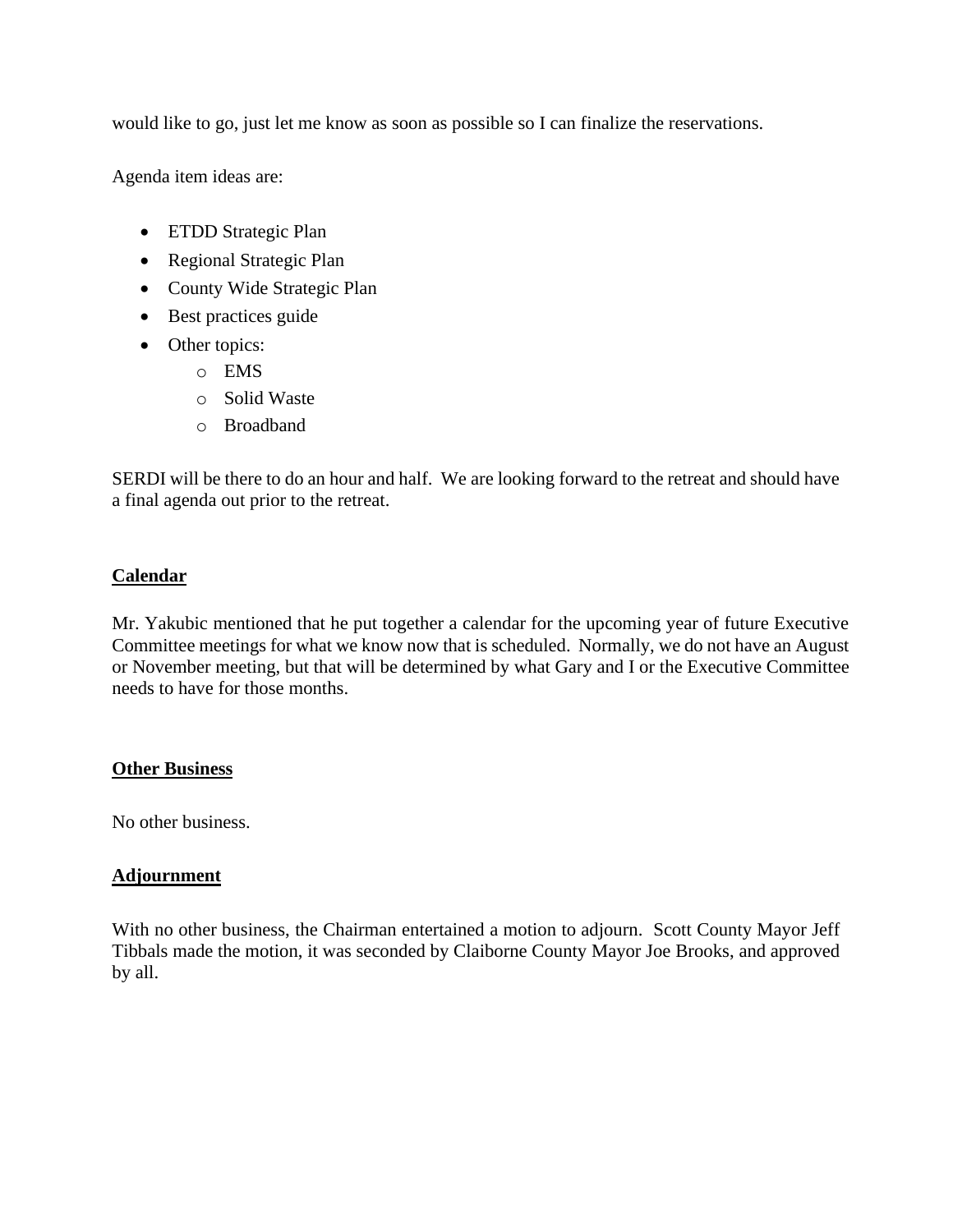would like to go, just let me know as soon as possible so I can finalize the reservations.

Agenda item ideas are:

- ETDD Strategic Plan
- Regional Strategic Plan
- County Wide Strategic Plan
- Best practices guide
- Other topics:
    - EMS
    - Solid Waste
    - Broadband

SERDI will be there to do an hour and half. We are looking forward to the retreat and should have a final agenda out prior to the retreat.

**Calendar**

Mr. Yakubic mentioned that he put together a calendar for the upcoming year of future Executive Committee meetings for what we know now that is scheduled. Normally, we do not have an August or November meeting, but that will be determined by what Gary and I or the Executive Committee needs to have for those months.

**Other Business**

No other business.

**Adjournment**

With no other business, the Chairman entertained a motion to adjourn. Scott County Mayor Jeff Tibbals made the motion, it was seconded by Claiborne County Mayor Joe Brooks, and approved by all.